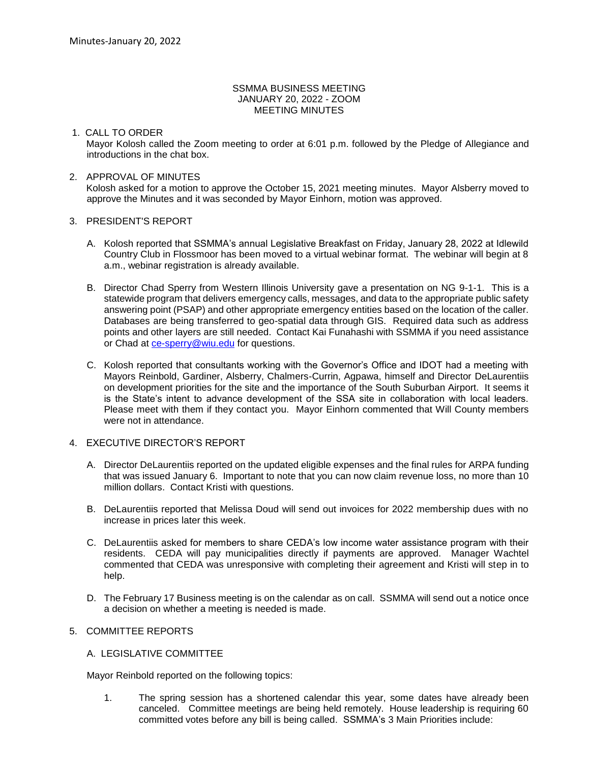Minutes-January 20, 2022

# SSMMA BUSINESS MEETING
## JANUARY 20, 2022 - ZOOM
## MEETING MINUTES

1. CALL TO ORDER
   Mayor Kolosh called the Zoom meeting to order at 6:01 p.m. followed by the Pledge of Allegiance and introductions in the chat box.

2. APPROVAL OF MINUTES
   Kolosh asked for a motion to approve the October 15, 2021 meeting minutes. Mayor Alsberry moved to approve the Minutes and it was seconded by Mayor Einhorn, motion was approved.

3. PRESIDENT'S REPORT

   A. Kolosh reported that SSMMA's annual Legislative Breakfast on Friday, January 28, 2022 at Idlewild Country Club in Flossmoor has been moved to a virtual webinar format. The webinar will begin at 8 a.m., webinar registration is already available.

   B. Director Chad Sperry from Western Illinois University gave a presentation on NG 9-1-1. This is a statewide program that delivers emergency calls, messages, and data to the appropriate public safety answering point (PSAP) and other appropriate emergency entities based on the location of the caller. Databases are being transferred to geo-spatial data through GIS. Required data such as address points and other layers are still needed. Contact Kai Funahashi with SSMMA if you need assistance or Chad at ce-sperry@wiu.edu for questions.

   C. Kolosh reported that consultants working with the Governor's Office and IDOT had a meeting with Mayors Reinbold, Gardiner, Alsberry, Chalmers-Currin, Agpawa, himself and Director DeLaurentiis on development priorities for the site and the importance of the South Suburban Airport. It seems it is the State's intent to advance development of the SSA site in collaboration with local leaders. Please meet with them if they contact you. Mayor Einhorn commented that Will County members were not in attendance.

4. EXECUTIVE DIRECTOR'S REPORT

   A. Director DeLaurentiis reported on the updated eligible expenses and the final rules for ARPA funding that was issued January 6. Important to note that you can now claim revenue loss, no more than 10 million dollars. Contact Kristi with questions.

   B. DeLaurentiis reported that Melissa Doud will send out invoices for 2022 membership dues with no increase in prices later this week.

   C. DeLaurentiis asked for members to share CEDA's low income water assistance program with their residents. CEDA will pay municipalities directly if payments are approved. Manager Wachtel commented that CEDA was unresponsive with completing their agreement and Kristi will step in to help.

   D. The February 17 Business meeting is on the calendar as on call. SSMMA will send out a notice once a decision on whether a meeting is needed is made.

5. COMMITTEE REPORTS

   A. LEGISLATIVE COMMITTEE

   Mayor Reinbold reported on the following topics:

   1. The spring session has a shortened calendar this year, some dates have already been canceled. Committee meetings are being held remotely. House leadership is requiring 60 committed votes before any bill is being called. SSMMA's 3 Main Priorities include: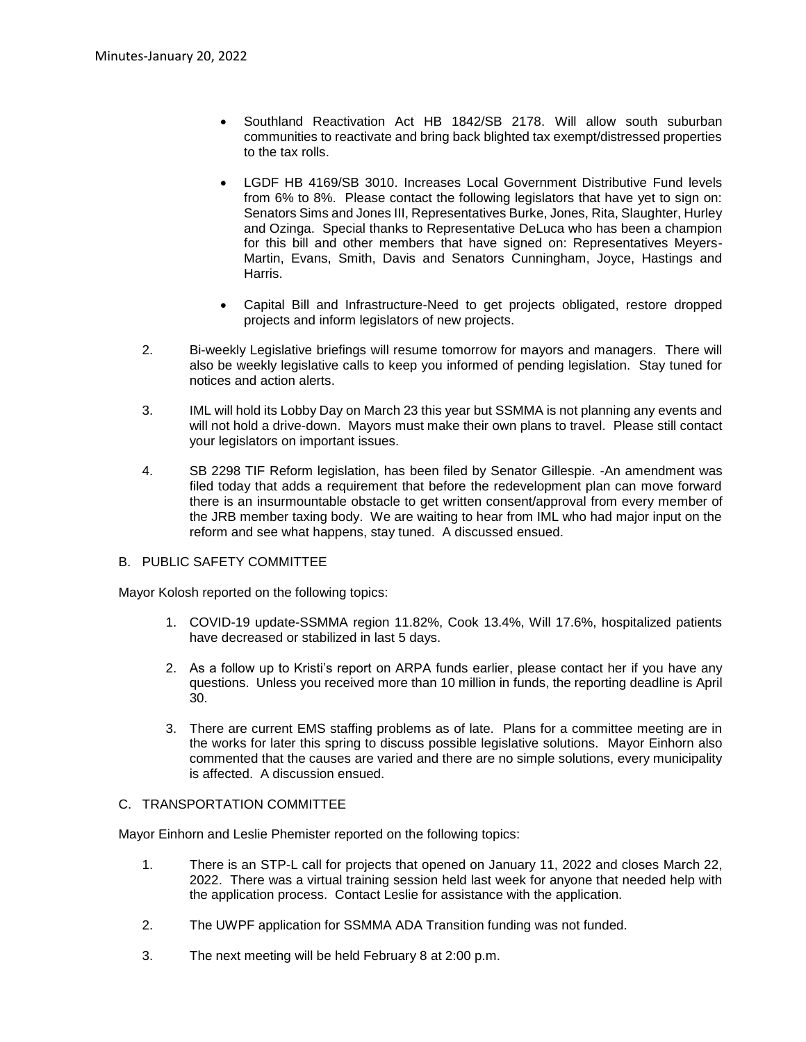- Southland Reactivation Act HB 1842/SB 2178. Will allow south suburban communities to reactivate and bring back blighted tax exempt/distressed properties to the tax rolls.

- LGDF HB 4169/SB 3010. Increases Local Government Distributive Fund levels from 6% to 8%. Please contact the following legislators that have yet to sign on: Senators Sims and Jones III, Representatives Burke, Jones, Rita, Slaughter, Hurley and Ozinga. Special thanks to Representative DeLuca who has been a champion for this bill and other members that have signed on: Representatives Meyers-Martin, Evans, Smith, Davis and Senators Cunningham, Joyce, Hastings and Harris.

- Capital Bill and Infrastructure-Need to get projects obligated, restore dropped projects and inform legislators of new projects.

2. Bi-weekly Legislative briefings will resume tomorrow for mayors and managers. There will also be weekly legislative calls to keep you informed of pending legislation. Stay tuned for notices and action alerts.

3. IML will hold its Lobby Day on March 23 this year but SSMMA is not planning any events and will not hold a drive-down. Mayors must make their own plans to travel. Please still contact your legislators on important issues.

4. SB 2298 TIF Reform legislation, has been filed by Senator Gillespie. -An amendment was filed today that adds a requirement that before the redevelopment plan can move forward there is an insurmountable obstacle to get written consent/approval from every member of the JRB member taxing body. We are waiting to hear from IML who had major input on the reform and see what happens, stay tuned. A discussed ensued.

B. PUBLIC SAFETY COMMITTEE

Mayor Kolosh reported on the following topics:

1. COVID-19 update-SSMMA region 11.82%, Cook 13.4%, Will 17.6%, hospitalized patients have decreased or stabilized in last 5 days.

2. As a follow up to Kristi's report on ARPA funds earlier, please contact her if you have any questions. Unless you received more than 10 million in funds, the reporting deadline is April 30.

3. There are current EMS staffing problems as of late. Plans for a committee meeting are in the works for later this spring to discuss possible legislative solutions. Mayor Einhorn also commented that the causes are varied and there are no simple solutions, every municipality is affected. A discussion ensued.

C. TRANSPORTATION COMMITTEE

Mayor Einhorn and Leslie Phemister reported on the following topics:

1. There is an STP-L call for projects that opened on January 11, 2022 and closes March 22, 2022. There was a virtual training session held last week for anyone that needed help with the application process. Contact Leslie for assistance with the application.

2. The UWPF application for SSMMA ADA Transition funding was not funded.

3. The next meeting will be held February 8 at 2:00 p.m.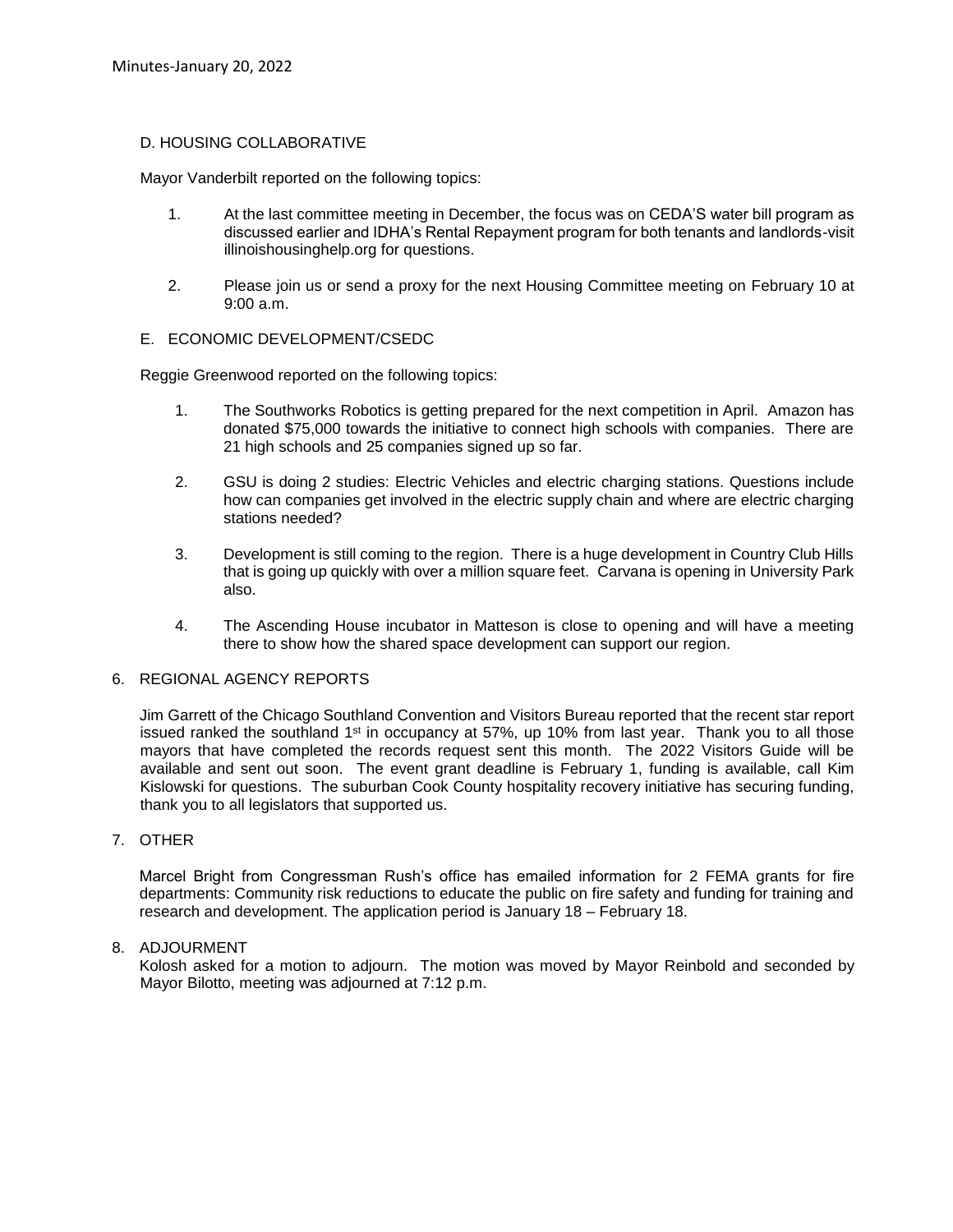D. HOUSING COLLABORATIVE

Mayor Vanderbilt reported on the following topics:

1. At the last committee meeting in December, the focus was on CEDA'S water bill program as discussed earlier and IDHA's Rental Repayment program for both tenants and landlords-visit illinoishousinghelp.org for questions.

2. Please join us or send a proxy for the next Housing Committee meeting on February 10 at 9:00 a.m.

E. ECONOMIC DEVELOPMENT/CSEDC

Reggie Greenwood reported on the following topics:

1. The Southworks Robotics is getting prepared for the next competition in April. Amazon has donated $75,000 towards the initiative to connect high schools with companies. There are 21 high schools and 25 companies signed up so far.

2. GSU is doing 2 studies: Electric Vehicles and electric charging stations. Questions include how can companies get involved in the electric supply chain and where are electric charging stations needed?

3. Development is still coming to the region. There is a huge development in Country Club Hills that is going up quickly with over a million square feet. Carvana is opening in University Park also.

4. The Ascending House incubator in Matteson is close to opening and will have a meeting there to show how the shared space development can support our region.

6. REGIONAL AGENCY REPORTS

Jim Garrett of the Chicago Southland Convention and Visitors Bureau reported that the recent star report issued ranked the southland 1st in occupancy at 57%, up 10% from last year. Thank you to all those mayors that have completed the records request sent this month. The 2022 Visitors Guide will be available and sent out soon. The event grant deadline is February 1, funding is available, call Kim Kislowski for questions. The suburban Cook County hospitality recovery initiative has securing funding, thank you to all legislators that supported us.

7. OTHER

Marcel Bright from Congressman Rush's office has emailed information for 2 FEMA grants for fire departments: Community risk reductions to educate the public on fire safety and funding for training and research and development. The application period is January 18 – February 18.

8. ADJOURMENT

Kolosh asked for a motion to adjourn. The motion was moved by Mayor Reinbold and seconded by Mayor Bilotto, meeting was adjourned at 7:12 p.m.